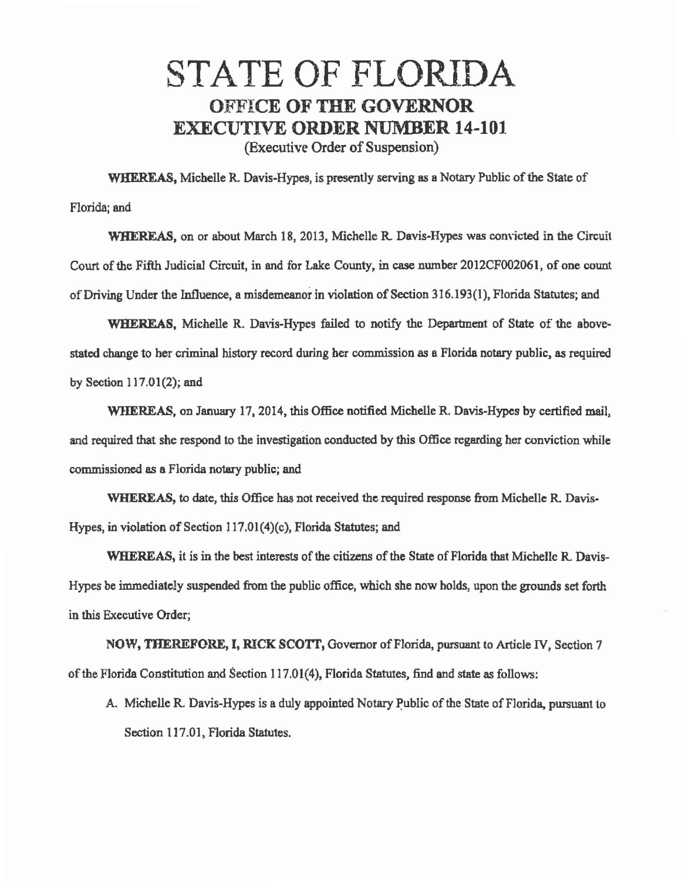# STATE OF FLORIDA

## OFFICE OF THE GOVERNOR

## EXECUTIVE ORDER NUMBER 14-101

(Executive Order of Suspension)

**WHEREAS,** Michelle R. Davis-Hypes, is presently serving as a Notary Public of the State of Florida; and

**WHEREAS,** on or about March 18, 2013, Michelle R. Davis-Hypes was convicted in the Circuit Court of the Fifth Judicial Circuit, in and for Lake County, in case number 2012CF002061, of one count of Driving Under the Influence, a misdemeanor in violation of Section 316.193(1), Florida Statutes; and

**WHEREAS,** Michelle R. Davis-Hypes failed to notify the Department of State of the above-stated change to her criminal history record during her commission as a Florida notary public, as required by Section 117.01(2); and

**WHEREAS,** on January 17, 2014, this Office notified Michelle R. Davis-Hypes by certified mail, and required that she respond to the investigation conducted by this Office regarding her conviction while commissioned as a Florida notary public; and

**WHEREAS,** to date, this Office has not received the required response from Michelle R. Davis-Hypes, in violation of Section 117.01(4)(c), Florida Statutes; and

**WHEREAS,** it is in the best interests of the citizens of the State of Florida that Michelle R. Davis-Hypes be immediately suspended from the public office, which she now holds, upon the grounds set forth in this Executive Order;

**NOW, THEREFORE, I, RICK SCOTT,** Governor of Florida, pursuant to Article IV, Section 7 of the Florida Constitution and Section 117.01(4), Florida Statutes, find and state as follows:

A. Michelle R. Davis-Hypes is a duly appointed Notary Public of the State of Florida, pursuant to Section 117.01, Florida Statutes.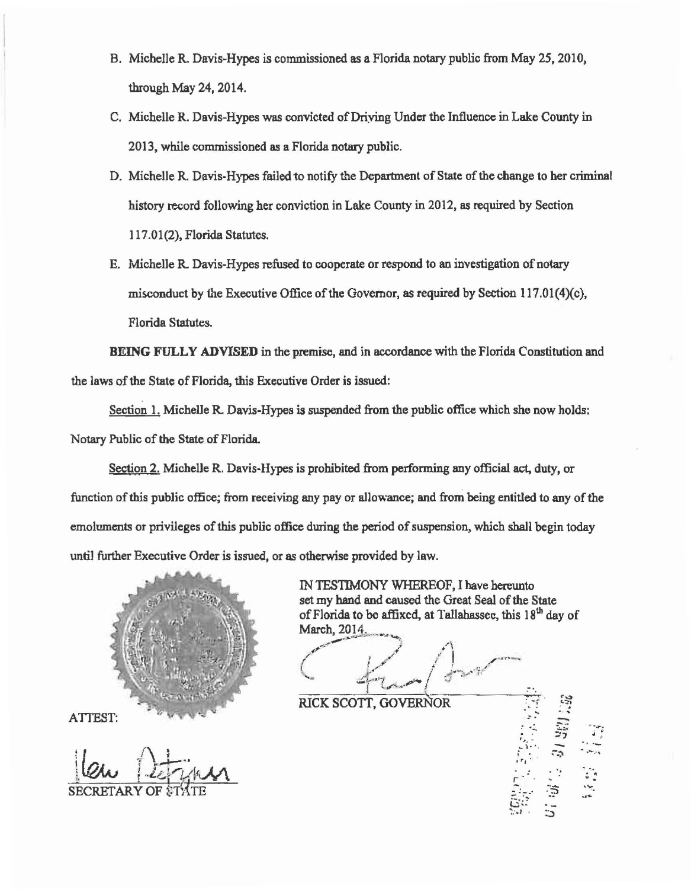B. Michelle R. Davis-Hypes is commissioned as a Florida notary public from May 25, 2010, through May 24, 2014.

C. Michelle R. Davis-Hypes was convicted of Driving Under the Influence in Lake County in 2013, while commissioned as a Florida notary public.

D. Michelle R. Davis-Hypes failed to notify the Department of State of the change to her criminal history record following her conviction in Lake County in 2012, as required by Section 117.01(2), Florida Statutes.

E. Michelle R. Davis-Hypes refused to cooperate or respond to an investigation of notary misconduct by the Executive Office of the Governor, as required by Section 117.01(4)(c), Florida Statutes.

**BEING FULLY ADVISED** in the premise, and in accordance with the Florida Constitution and the laws of the State of Florida, this Executive Order is issued:

Section 1. Michelle R. Davis-Hypes is suspended from the public office which she now holds: Notary Public of the State of Florida.

Section 2. Michelle R. Davis-Hypes is prohibited from performing any official act, duty, or function of this public office; from receiving any pay or allowance; and from being entitled to any of the emoluments or privileges of this public office during the period of suspension, which shall begin today until further Executive Order is issued, or as otherwise provided by law.

IN TESTIMONY WHEREOF, I have hereunto set my hand and caused the Great Seal of the State of Florida to be affixed, at Tallahassee, this 18th day of March, 2014.

RICK SCOTT, GOVERNOR

ATTEST:

SECRETARY OF STATE